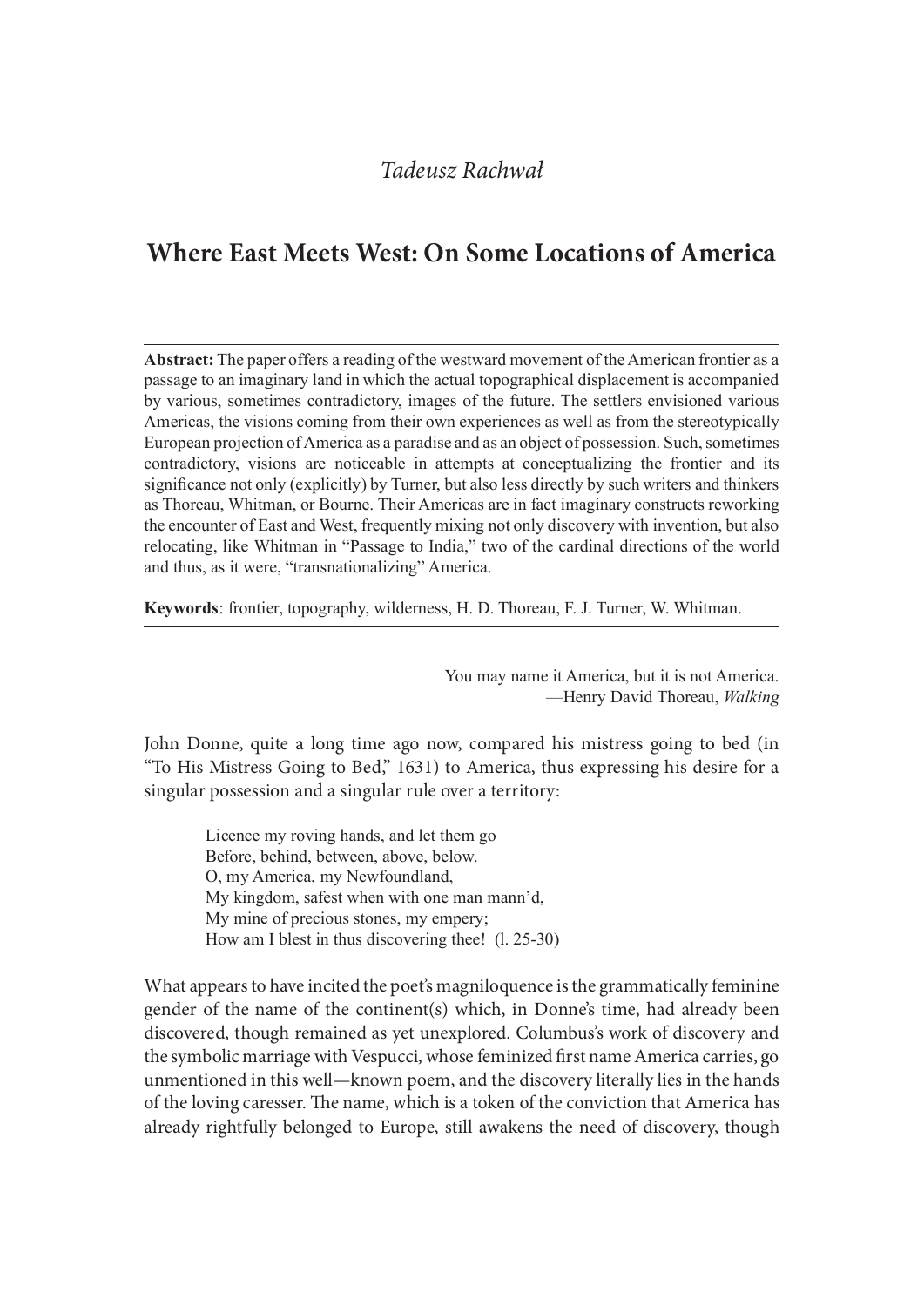*Tadeusz Rachwał*

# Where East Meets West: On Some Locations of America

**Abstract:** The paper offers a reading of the westward movement of the American frontier as a passage to an imaginary land in which the actual topographical displacement is accompanied by various, sometimes contradictory, images of the future. The settlers envisioned various Americas, the visions coming from their own experiences as well as from the stereotypically European projection of America as a paradise and as an object of possession. Such, sometimes contradictory, visions are noticeable in attempts at conceptualizing the frontier and its significance not only (explicitly) by Turner, but also less directly by such writers and thinkers as Thoreau, Whitman, or Bourne. Their Americas are in fact imaginary constructs reworking the encounter of East and West, frequently mixing not only discovery with invention, but also relocating, like Whitman in "Passage to India," two of the cardinal directions of the world and thus, as it were, "transnationalizing" America.

**Keywords**: frontier, topography, wilderness, H. D. Thoreau, F. J. Turner, W. Whitman.

> You may name it America, but it is not America.
> —Henry David Thoreau, *Walking*

John Donne, quite a long time ago now, compared his mistress going to bed (in "To His Mistress Going to Bed," 1631) to America, thus expressing his desire for a singular possession and a singular rule over a territory:

> Licence my roving hands, and let them go
> Before, behind, between, above, below.
> O, my America, my Newfoundland,
> My kingdom, safest when with one man mann'd,
> My mine of precious stones, my empery;
> How am I blest in thus discovering thee! (l. 25-30)

What appears to have incited the poet's magniloquence is the grammatically feminine gender of the name of the continent(s) which, in Donne's time, had already been discovered, though remained as yet unexplored. Columbus's work of discovery and the symbolic marriage with Vespucci, whose feminized first name America carries, go unmentioned in this well—known poem, and the discovery literally lies in the hands of the loving caresser. The name, which is a token of the conviction that America has already rightfully belonged to Europe, still awakens the need of discovery, though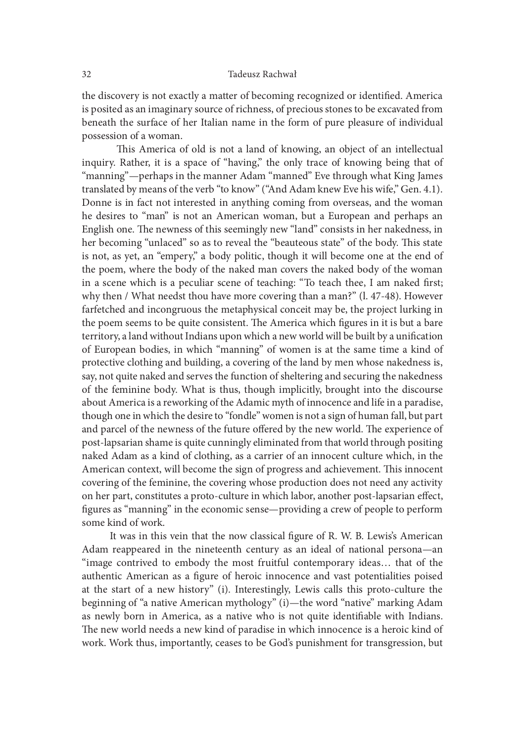the discovery is not exactly a matter of becoming recognized or identified. America is posited as an imaginary source of richness, of precious stones to be excavated from beneath the surface of her Italian name in the form of pure pleasure of individual possession of a woman.

This America of old is not a land of knowing, an object of an intellectual inquiry. Rather, it is a space of "having," the only trace of knowing being that of "manning"—perhaps in the manner Adam "manned" Eve through what King James translated by means of the verb "to know" ("And Adam knew Eve his wife," Gen. 4.1). Donne is in fact not interested in anything coming from overseas, and the woman he desires to "man" is not an American woman, but a European and perhaps an English one. The newness of this seemingly new "land" consists in her nakedness, in her becoming "unlaced" so as to reveal the "beauteous state" of the body. This state is not, as yet, an "empery," a body politic, though it will become one at the end of the poem, where the body of the naked man covers the naked body of the woman in a scene which is a peculiar scene of teaching: "To teach thee, I am naked first; why then / What needst thou have more covering than a man?" (l. 47-48). However farfetched and incongruous the metaphysical conceit may be, the project lurking in the poem seems to be quite consistent. The America which figures in it is but a bare territory, a land without Indians upon which a new world will be built by a unification of European bodies, in which "manning" of women is at the same time a kind of protective clothing and building, a covering of the land by men whose nakedness is, say, not quite naked and serves the function of sheltering and securing the nakedness of the feminine body. What is thus, though implicitly, brought into the discourse about America is a reworking of the Adamic myth of innocence and life in a paradise, though one in which the desire to "fondle" women is not a sign of human fall, but part and parcel of the newness of the future offered by the new world. The experience of post-lapsarian shame is quite cunningly eliminated from that world through positing naked Adam as a kind of clothing, as a carrier of an innocent culture which, in the American context, will become the sign of progress and achievement. This innocent covering of the feminine, the covering whose production does not need any activity on her part, constitutes a proto-culture in which labor, another post-lapsarian effect, figures as "manning" in the economic sense—providing a crew of people to perform some kind of work.

It was in this vein that the now classical figure of R. W. B. Lewis's American Adam reappeared in the nineteenth century as an ideal of national persona—an "image contrived to embody the most fruitful contemporary ideas… that of the authentic American as a figure of heroic innocence and vast potentialities poised at the start of a new history" (i). Interestingly, Lewis calls this proto-culture the beginning of "a native American mythology" (i)—the word "native" marking Adam as newly born in America, as a native who is not quite identifiable with Indians. The new world needs a new kind of paradise in which innocence is a heroic kind of work. Work thus, importantly, ceases to be God's punishment for transgression, but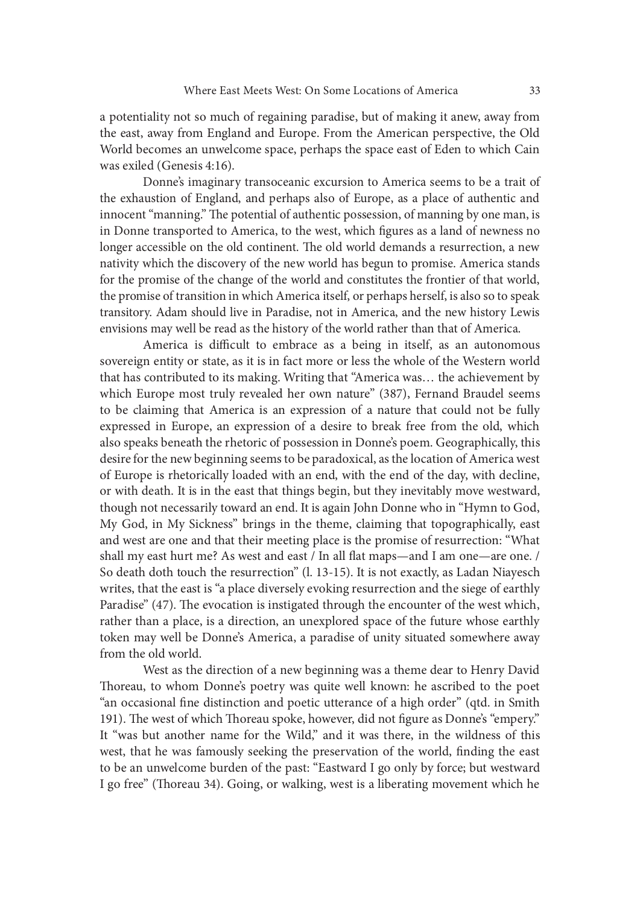a potentiality not so much of regaining paradise, but of making it anew, away from the east, away from England and Europe. From the American perspective, the Old World becomes an unwelcome space, perhaps the space east of Eden to which Cain was exiled (Genesis 4:16).

Donne's imaginary transoceanic excursion to America seems to be a trait of the exhaustion of England, and perhaps also of Europe, as a place of authentic and innocent "manning." The potential of authentic possession, of manning by one man, is in Donne transported to America, to the west, which figures as a land of newness no longer accessible on the old continent. The old world demands a resurrection, a new nativity which the discovery of the new world has begun to promise. America stands for the promise of the change of the world and constitutes the frontier of that world, the promise of transition in which America itself, or perhaps herself, is also so to speak transitory. Adam should live in Paradise, not in America, and the new history Lewis envisions may well be read as the history of the world rather than that of America.

America is difficult to embrace as a being in itself, as an autonomous sovereign entity or state, as it is in fact more or less the whole of the Western world that has contributed to its making. Writing that "America was… the achievement by which Europe most truly revealed her own nature" (387), Fernand Braudel seems to be claiming that America is an expression of a nature that could not be fully expressed in Europe, an expression of a desire to break free from the old, which also speaks beneath the rhetoric of possession in Donne's poem. Geographically, this desire for the new beginning seems to be paradoxical, as the location of America west of Europe is rhetorically loaded with an end, with the end of the day, with decline, or with death. It is in the east that things begin, but they inevitably move westward, though not necessarily toward an end. It is again John Donne who in "Hymn to God, My God, in My Sickness" brings in the theme, claiming that topographically, east and west are one and that their meeting place is the promise of resurrection: "What shall my east hurt me? As west and east / In all flat maps—and I am one—are one. / So death doth touch the resurrection" (l. 13-15). It is not exactly, as Ladan Niayesch writes, that the east is "a place diversely evoking resurrection and the siege of earthly Paradise" (47). The evocation is instigated through the encounter of the west which, rather than a place, is a direction, an unexplored space of the future whose earthly token may well be Donne's America, a paradise of unity situated somewhere away from the old world.

West as the direction of a new beginning was a theme dear to Henry David Thoreau, to whom Donne's poetry was quite well known: he ascribed to the poet "an occasional fine distinction and poetic utterance of a high order" (qtd. in Smith 191). The west of which Thoreau spoke, however, did not figure as Donne's "empery." It "was but another name for the Wild," and it was there, in the wildness of this west, that he was famously seeking the preservation of the world, finding the east to be an unwelcome burden of the past: "Eastward I go only by force; but westward I go free" (Thoreau 34). Going, or walking, west is a liberating movement which he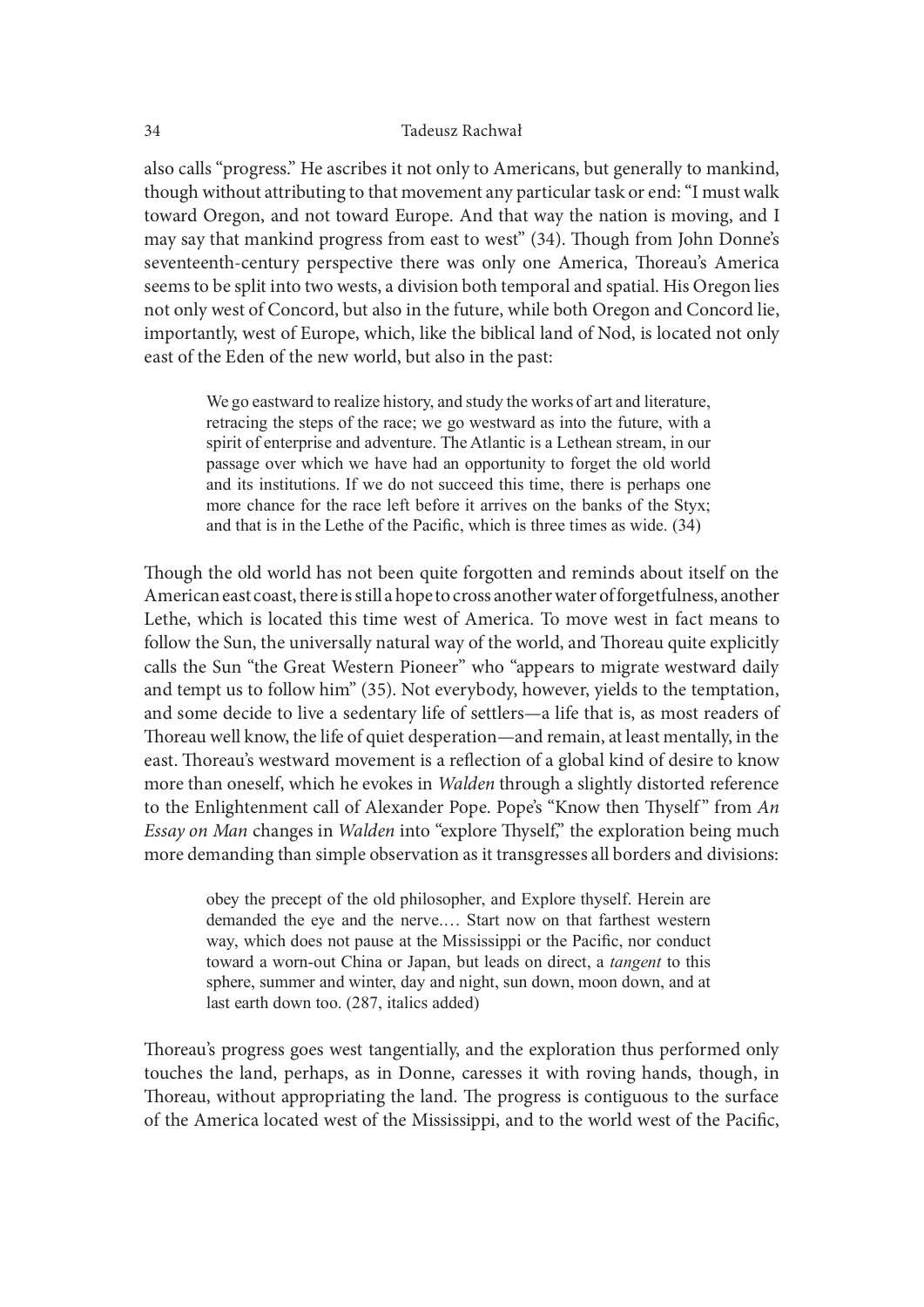also calls "progress." He ascribes it not only to Americans, but generally to mankind, though without attributing to that movement any particular task or end: "I must walk toward Oregon, and not toward Europe. And that way the nation is moving, and I may say that mankind progress from east to west" (34). Though from John Donne's seventeenth-century perspective there was only one America, Thoreau's America seems to be split into two wests, a division both temporal and spatial. His Oregon lies not only west of Concord, but also in the future, while both Oregon and Concord lie, importantly, west of Europe, which, like the biblical land of Nod, is located not only east of the Eden of the new world, but also in the past:

> We go eastward to realize history, and study the works of art and literature, retracing the steps of the race; we go westward as into the future, with a spirit of enterprise and adventure. The Atlantic is a Lethean stream, in our passage over which we have had an opportunity to forget the old world and its institutions. If we do not succeed this time, there is perhaps one more chance for the race left before it arrives on the banks of the Styx; and that is in the Lethe of the Pacific, which is three times as wide. (34)

Though the old world has not been quite forgotten and reminds about itself on the American east coast, there is still a hope to cross another water of forgetfulness, another Lethe, which is located this time west of America. To move west in fact means to follow the Sun, the universally natural way of the world, and Thoreau quite explicitly calls the Sun "the Great Western Pioneer" who "appears to migrate westward daily and tempt us to follow him" (35). Not everybody, however, yields to the temptation, and some decide to live a sedentary life of settlers—a life that is, as most readers of Thoreau well know, the life of quiet desperation—and remain, at least mentally, in the east. Thoreau's westward movement is a reflection of a global kind of desire to know more than oneself, which he evokes in *Walden* through a slightly distorted reference to the Enlightenment call of Alexander Pope. Pope's "Know then Thyself" from *An Essay on Man* changes in *Walden* into "explore Thyself," the exploration being much more demanding than simple observation as it transgresses all borders and divisions:

> obey the precept of the old philosopher, and Explore thyself. Herein are demanded the eye and the nerve.… Start now on that farthest western way, which does not pause at the Mississippi or the Pacific, nor conduct toward a worn-out China or Japan, but leads on direct, a *tangent* to this sphere, summer and winter, day and night, sun down, moon down, and at last earth down too. (287, italics added)

Thoreau's progress goes west tangentially, and the exploration thus performed only touches the land, perhaps, as in Donne, caresses it with roving hands, though, in Thoreau, without appropriating the land. The progress is contiguous to the surface of the America located west of the Mississippi, and to the world west of the Pacific,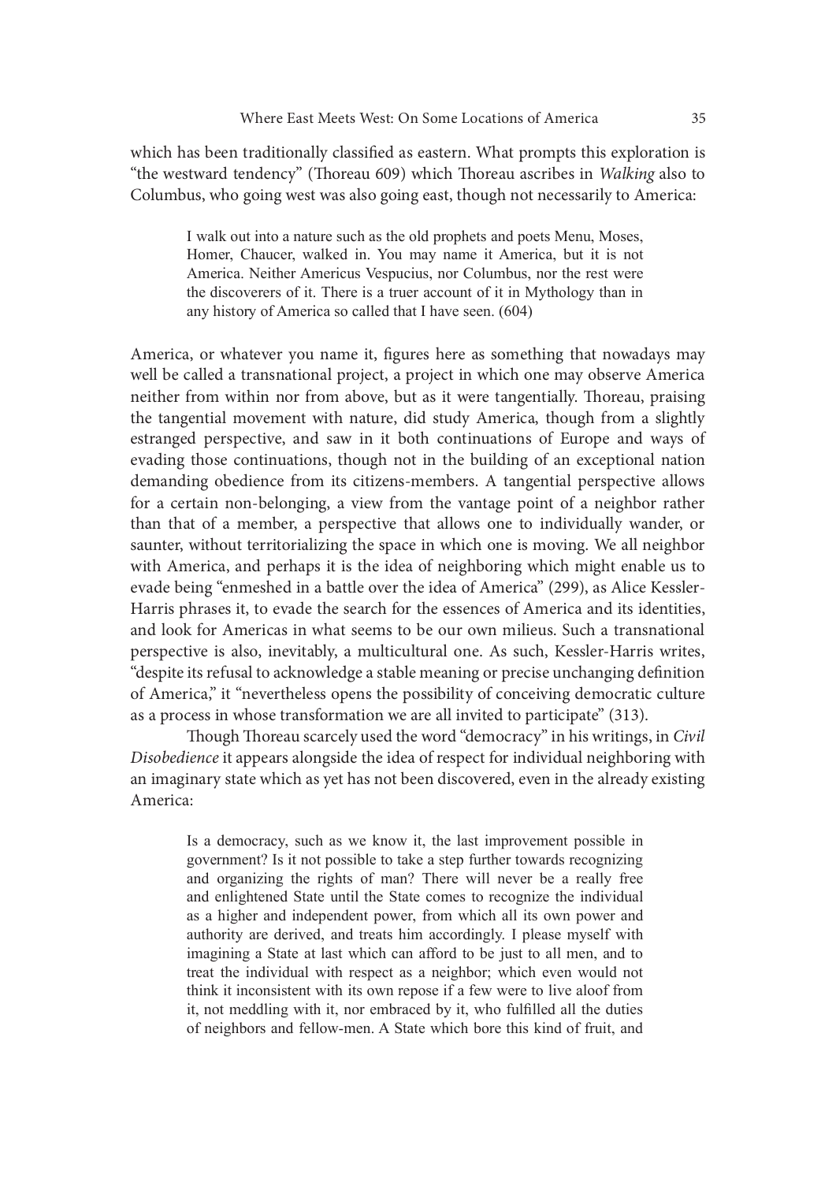which has been traditionally classified as eastern. What prompts this exploration is "the westward tendency" (Thoreau 609) which Thoreau ascribes in *Walking* also to Columbus, who going west was also going east, though not necessarily to America:

> I walk out into a nature such as the old prophets and poets Menu, Moses, Homer, Chaucer, walked in. You may name it America, but it is not America. Neither Americus Vespucius, nor Columbus, nor the rest were the discoverers of it. There is a truer account of it in Mythology than in any history of America so called that I have seen. (604)

America, or whatever you name it, figures here as something that nowadays may well be called a transnational project, a project in which one may observe America neither from within nor from above, but as it were tangentially. Thoreau, praising the tangential movement with nature, did study America, though from a slightly estranged perspective, and saw in it both continuations of Europe and ways of evading those continuations, though not in the building of an exceptional nation demanding obedience from its citizens-members. A tangential perspective allows for a certain non-belonging, a view from the vantage point of a neighbor rather than that of a member, a perspective that allows one to individually wander, or saunter, without territorializing the space in which one is moving. We all neighbor with America, and perhaps it is the idea of neighboring which might enable us to evade being "enmeshed in a battle over the idea of America" (299), as Alice Kessler-Harris phrases it, to evade the search for the essences of America and its identities, and look for Americas in what seems to be our own milieus. Such a transnational perspective is also, inevitably, a multicultural one. As such, Kessler-Harris writes, "despite its refusal to acknowledge a stable meaning or precise unchanging definition of America," it "nevertheless opens the possibility of conceiving democratic culture as a process in whose transformation we are all invited to participate" (313).

Though Thoreau scarcely used the word "democracy" in his writings, in *Civil Disobedience* it appears alongside the idea of respect for individual neighboring with an imaginary state which as yet has not been discovered, even in the already existing America:

> Is a democracy, such as we know it, the last improvement possible in government? Is it not possible to take a step further towards recognizing and organizing the rights of man? There will never be a really free and enlightened State until the State comes to recognize the individual as a higher and independent power, from which all its own power and authority are derived, and treats him accordingly. I please myself with imagining a State at last which can afford to be just to all men, and to treat the individual with respect as a neighbor; which even would not think it inconsistent with its own repose if a few were to live aloof from it, not meddling with it, nor embraced by it, who fulfilled all the duties of neighbors and fellow-men. A State which bore this kind of fruit, and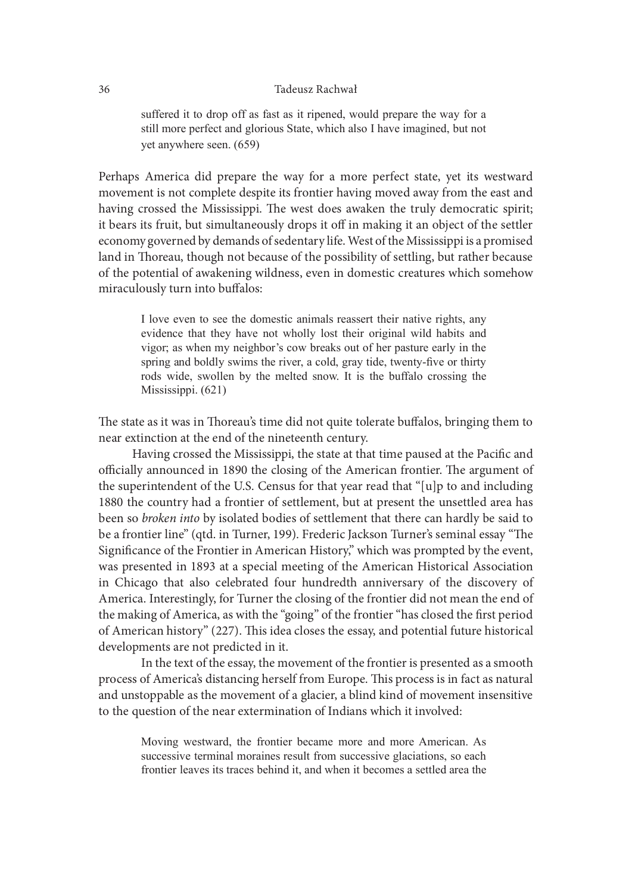> suffered it to drop off as fast as it ripened, would prepare the way for a still more perfect and glorious State, which also I have imagined, but not yet anywhere seen. (659)

Perhaps America did prepare the way for a more perfect state, yet its westward movement is not complete despite its frontier having moved away from the east and having crossed the Mississippi. The west does awaken the truly democratic spirit; it bears its fruit, but simultaneously drops it off in making it an object of the settler economy governed by demands of sedentary life. West of the Mississippi is a promised land in Thoreau, though not because of the possibility of settling, but rather because of the potential of awakening wildness, even in domestic creatures which somehow miraculously turn into buffalos:

> I love even to see the domestic animals reassert their native rights, any evidence that they have not wholly lost their original wild habits and vigor; as when my neighbor's cow breaks out of her pasture early in the spring and boldly swims the river, a cold, gray tide, twenty-five or thirty rods wide, swollen by the melted snow. It is the buffalo crossing the Mississippi. (621)

The state as it was in Thoreau's time did not quite tolerate buffalos, bringing them to near extinction at the end of the nineteenth century.

Having crossed the Mississippi, the state at that time paused at the Pacific and officially announced in 1890 the closing of the American frontier. The argument of the superintendent of the U.S. Census for that year read that "[u]p to and including 1880 the country had a frontier of settlement, but at present the unsettled area has been so *broken into* by isolated bodies of settlement that there can hardly be said to be a frontier line" (qtd. in Turner, 199). Frederic Jackson Turner's seminal essay "The Significance of the Frontier in American History," which was prompted by the event, was presented in 1893 at a special meeting of the American Historical Association in Chicago that also celebrated four hundredth anniversary of the discovery of America. Interestingly, for Turner the closing of the frontier did not mean the end of the making of America, as with the "going" of the frontier "has closed the first period of American history" (227). This idea closes the essay, and potential future historical developments are not predicted in it.

In the text of the essay, the movement of the frontier is presented as a smooth process of America's distancing herself from Europe. This process is in fact as natural and unstoppable as the movement of a glacier, a blind kind of movement insensitive to the question of the near extermination of Indians which it involved:

> Moving westward, the frontier became more and more American. As successive terminal moraines result from successive glaciations, so each frontier leaves its traces behind it, and when it becomes a settled area the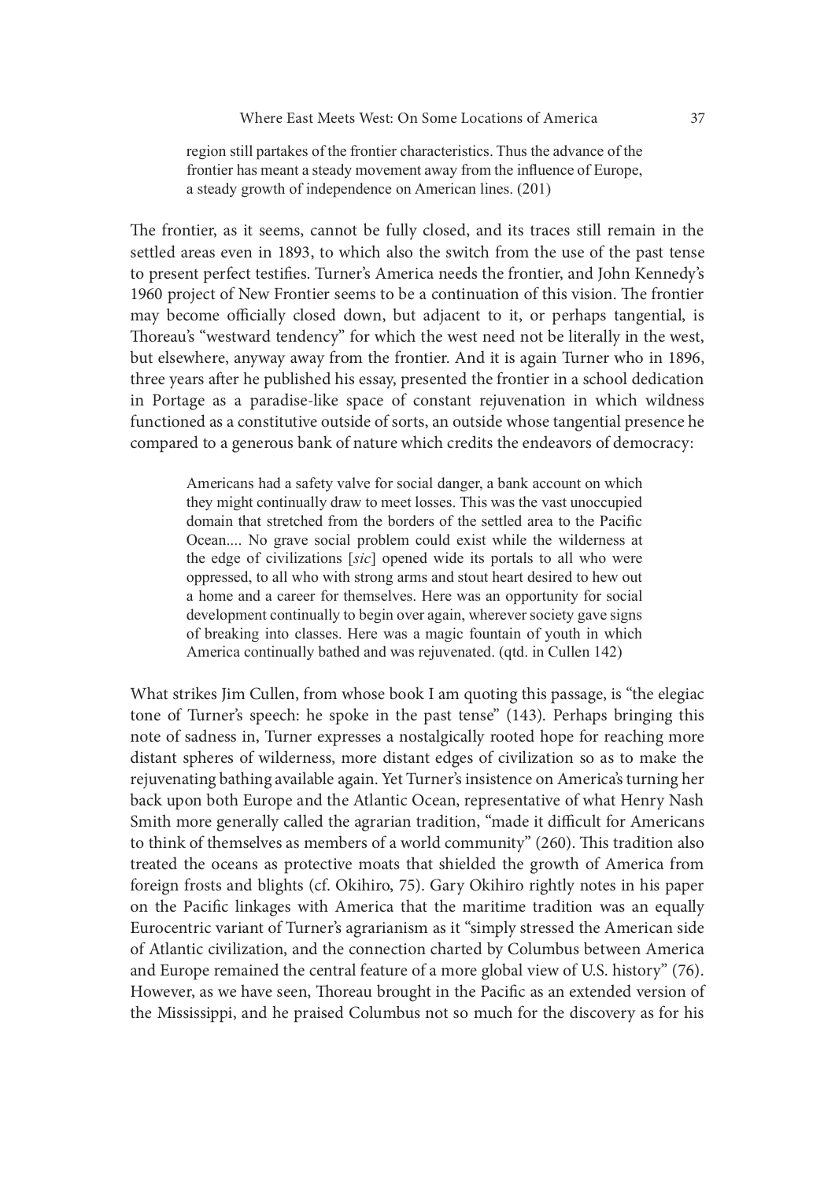> region still partakes of the frontier characteristics. Thus the advance of the frontier has meant a steady movement away from the influence of Europe, a steady growth of independence on American lines. (201)

The frontier, as it seems, cannot be fully closed, and its traces still remain in the settled areas even in 1893, to which also the switch from the use of the past tense to present perfect testifies. Turner's America needs the frontier, and John Kennedy's 1960 project of New Frontier seems to be a continuation of this vision. The frontier may become officially closed down, but adjacent to it, or perhaps tangential, is Thoreau's "westward tendency" for which the west need not be literally in the west, but elsewhere, anyway away from the frontier. And it is again Turner who in 1896, three years after he published his essay, presented the frontier in a school dedication in Portage as a paradise-like space of constant rejuvenation in which wildness functioned as a constitutive outside of sorts, an outside whose tangential presence he compared to a generous bank of nature which credits the endeavors of democracy:

> Americans had a safety valve for social danger, a bank account on which they might continually draw to meet losses. This was the vast unoccupied domain that stretched from the borders of the settled area to the Pacific Ocean.... No grave social problem could exist while the wilderness at the edge of civilizations [*sic*] opened wide its portals to all who were oppressed, to all who with strong arms and stout heart desired to hew out a home and a career for themselves. Here was an opportunity for social development continually to begin over again, wherever society gave signs of breaking into classes. Here was a magic fountain of youth in which America continually bathed and was rejuvenated. (qtd. in Cullen 142)

What strikes Jim Cullen, from whose book I am quoting this passage, is "the elegiac tone of Turner's speech: he spoke in the past tense" (143). Perhaps bringing this note of sadness in, Turner expresses a nostalgically rooted hope for reaching more distant spheres of wilderness, more distant edges of civilization so as to make the rejuvenating bathing available again. Yet Turner's insistence on America's turning her back upon both Europe and the Atlantic Ocean, representative of what Henry Nash Smith more generally called the agrarian tradition, "made it difficult for Americans to think of themselves as members of a world community" (260). This tradition also treated the oceans as protective moats that shielded the growth of America from foreign frosts and blights (cf. Okihiro, 75). Gary Okihiro rightly notes in his paper on the Pacific linkages with America that the maritime tradition was an equally Eurocentric variant of Turner's agrarianism as it "simply stressed the American side of Atlantic civilization, and the connection charted by Columbus between America and Europe remained the central feature of a more global view of U.S. history" (76). However, as we have seen, Thoreau brought in the Pacific as an extended version of the Mississippi, and he praised Columbus not so much for the discovery as for his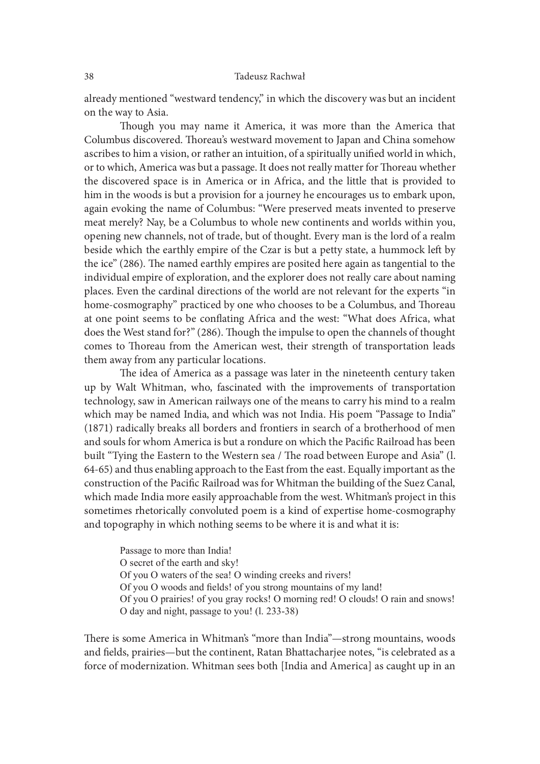already mentioned "westward tendency," in which the discovery was but an incident on the way to Asia.

Though you may name it America, it was more than the America that Columbus discovered. Thoreau's westward movement to Japan and China somehow ascribes to him a vision, or rather an intuition, of a spiritually unified world in which, or to which, America was but a passage. It does not really matter for Thoreau whether the discovered space is in America or in Africa, and the little that is provided to him in the woods is but a provision for a journey he encourages us to embark upon, again evoking the name of Columbus: "Were preserved meats invented to preserve meat merely? Nay, be a Columbus to whole new continents and worlds within you, opening new channels, not of trade, but of thought. Every man is the lord of a realm beside which the earthly empire of the Czar is but a petty state, a hummock left by the ice" (286). The named earthly empires are posited here again as tangential to the individual empire of exploration, and the explorer does not really care about naming places. Even the cardinal directions of the world are not relevant for the experts "in home-cosmography" practiced by one who chooses to be a Columbus, and Thoreau at one point seems to be conflating Africa and the west: "What does Africa, what does the West stand for?" (286). Though the impulse to open the channels of thought comes to Thoreau from the American west, their strength of transportation leads them away from any particular locations.

The idea of America as a passage was later in the nineteenth century taken up by Walt Whitman, who, fascinated with the improvements of transportation technology, saw in American railways one of the means to carry his mind to a realm which may be named India, and which was not India. His poem "Passage to India" (1871) radically breaks all borders and frontiers in search of a brotherhood of men and souls for whom America is but a rondure on which the Pacific Railroad has been built "Tying the Eastern to the Western sea / The road between Europe and Asia" (l. 64-65) and thus enabling approach to the East from the east. Equally important as the construction of the Pacific Railroad was for Whitman the building of the Suez Canal, which made India more easily approachable from the west. Whitman's project in this sometimes rhetorically convoluted poem is a kind of expertise home-cosmography and topography in which nothing seems to be where it is and what it is:

> Passage to more than India!
> O secret of the earth and sky!
> Of you O waters of the sea! O winding creeks and rivers!
> Of you O woods and fields! of you strong mountains of my land!
> Of you O prairies! of you gray rocks! O morning red! O clouds! O rain and snows!
> O day and night, passage to you! (l. 233-38)

There is some America in Whitman's "more than India"—strong mountains, woods and fields, prairies—but the continent, Ratan Bhattacharjee notes, "is celebrated as a force of modernization. Whitman sees both [India and America] as caught up in an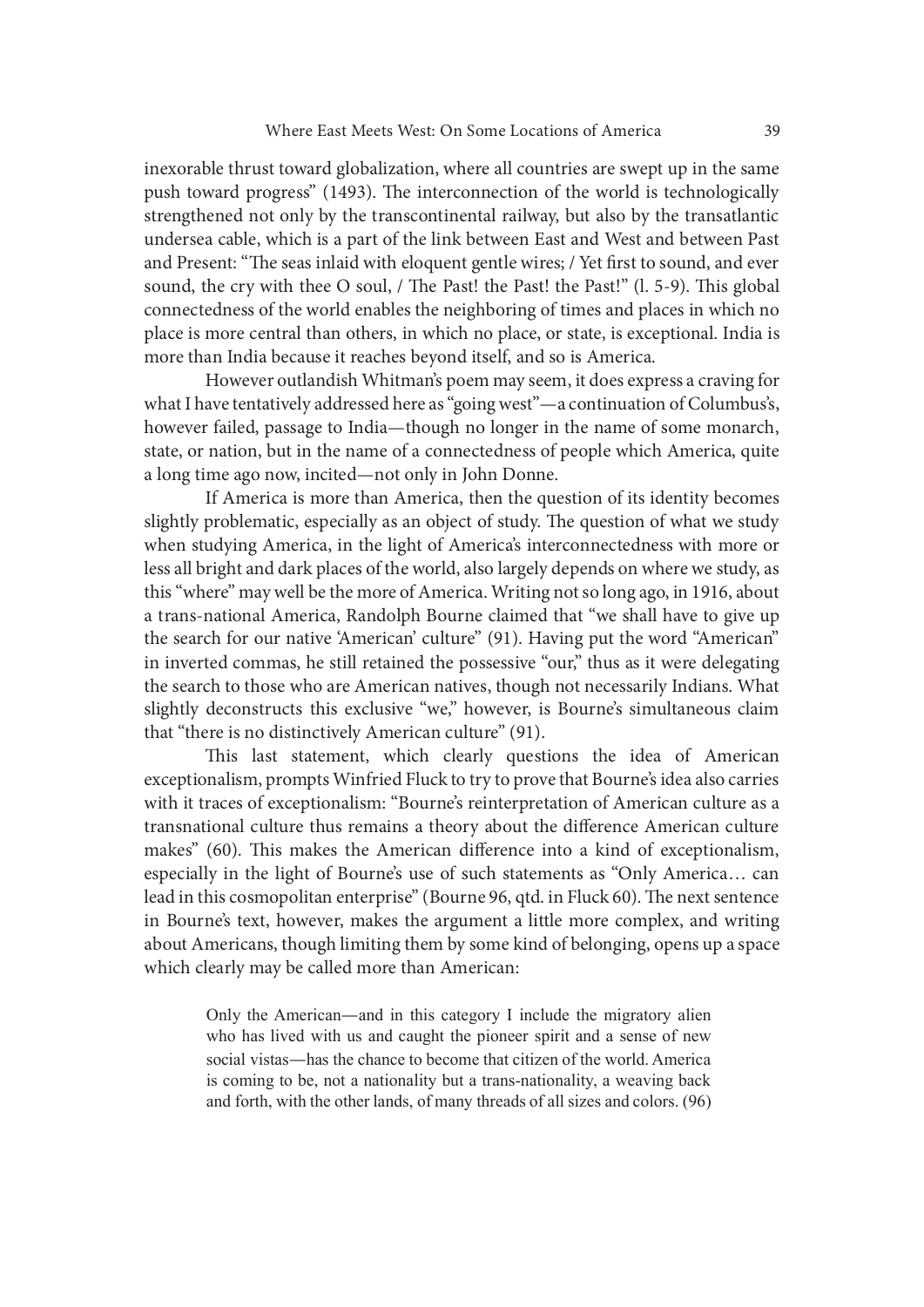inexorable thrust toward globalization, where all countries are swept up in the same push toward progress" (1493). The interconnection of the world is technologically strengthened not only by the transcontinental railway, but also by the transatlantic undersea cable, which is a part of the link between East and West and between Past and Present: "The seas inlaid with eloquent gentle wires; / Yet first to sound, and ever sound, the cry with thee O soul, / The Past! the Past! the Past!" (l. 5-9). This global connectedness of the world enables the neighboring of times and places in which no place is more central than others, in which no place, or state, is exceptional. India is more than India because it reaches beyond itself, and so is America.

However outlandish Whitman's poem may seem, it does express a craving for what I have tentatively addressed here as "going west"—a continuation of Columbus's, however failed, passage to India—though no longer in the name of some monarch, state, or nation, but in the name of a connectedness of people which America, quite a long time ago now, incited—not only in John Donne.

If America is more than America, then the question of its identity becomes slightly problematic, especially as an object of study. The question of what we study when studying America, in the light of America's interconnectedness with more or less all bright and dark places of the world, also largely depends on where we study, as this "where" may well be the more of America. Writing not so long ago, in 1916, about a trans-national America, Randolph Bourne claimed that "we shall have to give up the search for our native 'American' culture" (91). Having put the word "American" in inverted commas, he still retained the possessive "our," thus as it were delegating the search to those who are American natives, though not necessarily Indians. What slightly deconstructs this exclusive "we," however, is Bourne's simultaneous claim that "there is no distinctively American culture" (91).

This last statement, which clearly questions the idea of American exceptionalism, prompts Winfried Fluck to try to prove that Bourne's idea also carries with it traces of exceptionalism: "Bourne's reinterpretation of American culture as a transnational culture thus remains a theory about the difference American culture makes" (60). This makes the American difference into a kind of exceptionalism, especially in the light of Bourne's use of such statements as "Only America… can lead in this cosmopolitan enterprise" (Bourne 96, qtd. in Fluck 60). The next sentence in Bourne's text, however, makes the argument a little more complex, and writing about Americans, though limiting them by some kind of belonging, opens up a space which clearly may be called more than American:

> Only the American—and in this category I include the migratory alien who has lived with us and caught the pioneer spirit and a sense of new social vistas—has the chance to become that citizen of the world. America is coming to be, not a nationality but a trans-nationality, a weaving back and forth, with the other lands, of many threads of all sizes and colors. (96)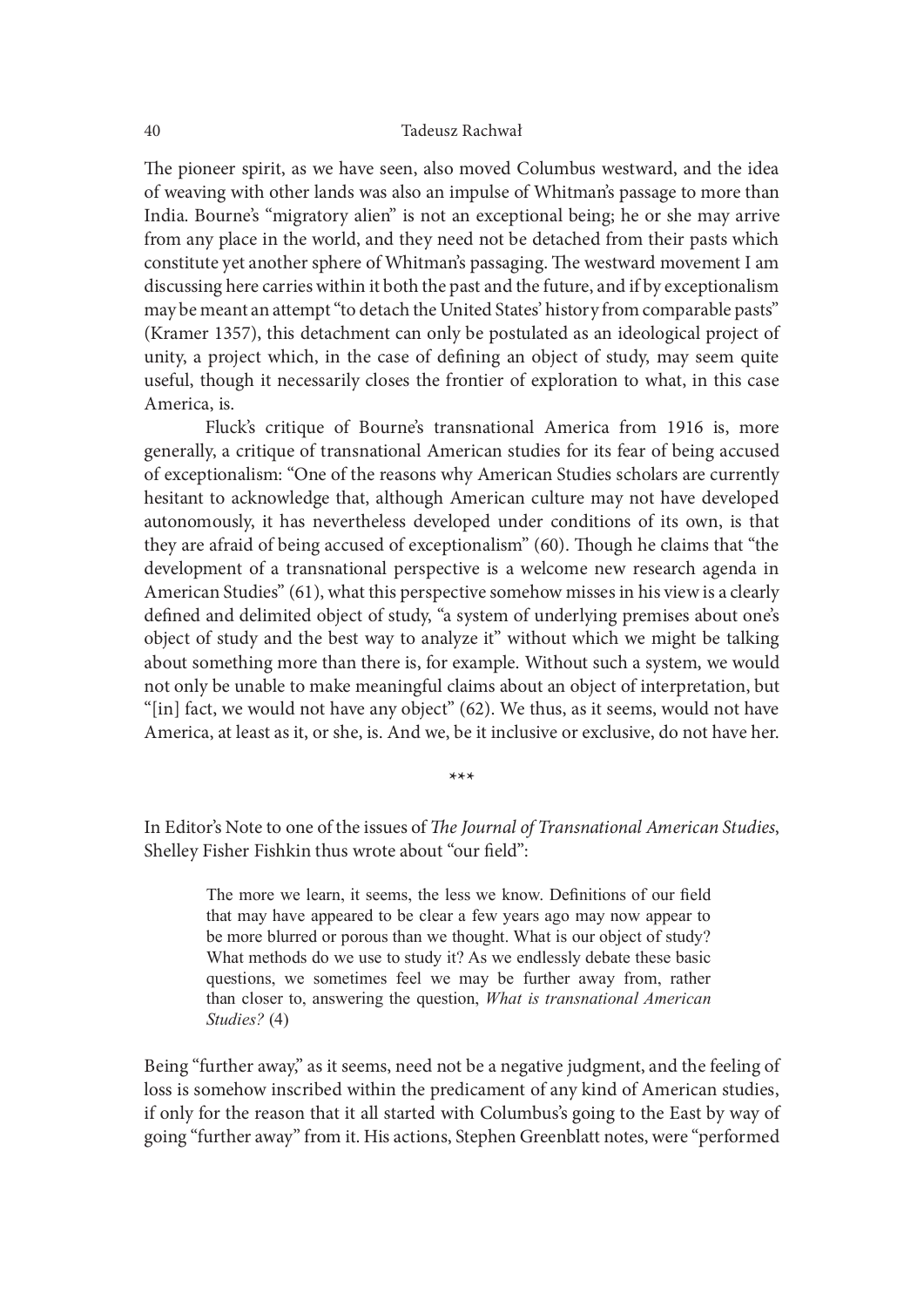The pioneer spirit, as we have seen, also moved Columbus westward, and the idea of weaving with other lands was also an impulse of Whitman's passage to more than India. Bourne's "migratory alien" is not an exceptional being; he or she may arrive from any place in the world, and they need not be detached from their pasts which constitute yet another sphere of Whitman's passaging. The westward movement I am discussing here carries within it both the past and the future, and if by exceptionalism may be meant an attempt "to detach the United States' history from comparable pasts" (Kramer 1357), this detachment can only be postulated as an ideological project of unity, a project which, in the case of defining an object of study, may seem quite useful, though it necessarily closes the frontier of exploration to what, in this case America, is.

Fluck's critique of Bourne's transnational America from 1916 is, more generally, a critique of transnational American studies for its fear of being accused of exceptionalism: "One of the reasons why American Studies scholars are currently hesitant to acknowledge that, although American culture may not have developed autonomously, it has nevertheless developed under conditions of its own, is that they are afraid of being accused of exceptionalism" (60). Though he claims that "the development of a transnational perspective is a welcome new research agenda in American Studies" (61), what this perspective somehow misses in his view is a clearly defined and delimited object of study, "a system of underlying premises about one's object of study and the best way to analyze it" without which we might be talking about something more than there is, for example. Without such a system, we would not only be unable to make meaningful claims about an object of interpretation, but "[in] fact, we would not have any object" (62). We thus, as it seems, would not have America, at least as it, or she, is. And we, be it inclusive or exclusive, do not have her.

\*\*\*

In Editor's Note to one of the issues of *The Journal of Transnational American Studies*, Shelley Fisher Fishkin thus wrote about "our field":

> The more we learn, it seems, the less we know. Definitions of our field that may have appeared to be clear a few years ago may now appear to be more blurred or porous than we thought. What is our object of study? What methods do we use to study it? As we endlessly debate these basic questions, we sometimes feel we may be further away from, rather than closer to, answering the question, *What is transnational American Studies?* (4)

Being "further away," as it seems, need not be a negative judgment, and the feeling of loss is somehow inscribed within the predicament of any kind of American studies, if only for the reason that it all started with Columbus's going to the East by way of going "further away" from it. His actions, Stephen Greenblatt notes, were "performed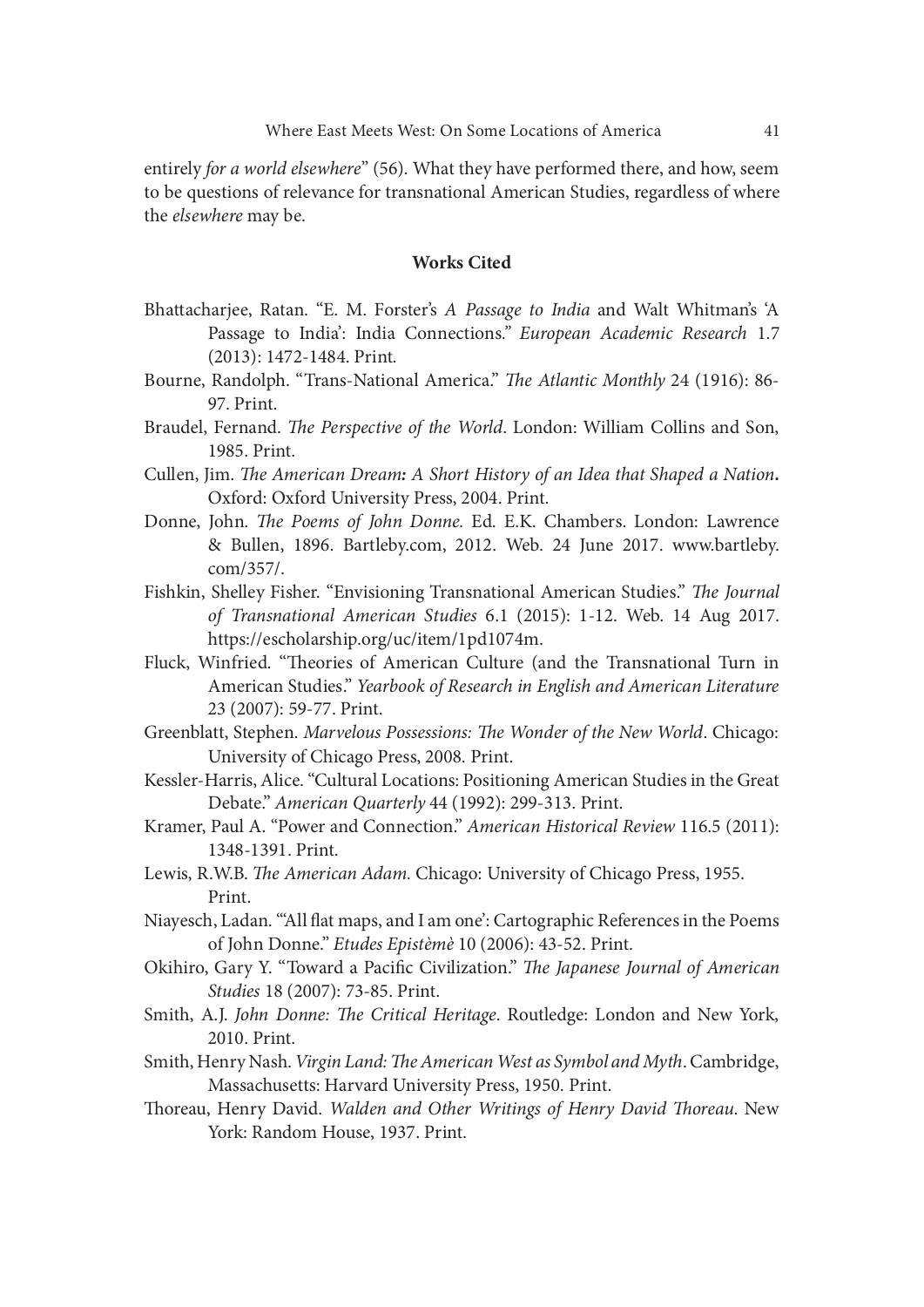entirely *for a world elsewhere*" (56). What they have performed there, and how, seem to be questions of relevance for transnational American Studies, regardless of where the *elsewhere* may be.

## Works Cited

Bhattacharjee, Ratan. "E. M. Forster's *A Passage to India* and Walt Whitman's 'A Passage to India': India Connections." *European Academic Research* 1.7 (2013): 1472-1484. Print.

Bourne, Randolph. "Trans-National America." *The Atlantic Monthly* 24 (1916): 86-97. Print.

Braudel, Fernand. *The Perspective of the World*. London: William Collins and Son, 1985. Print.

Cullen, Jim. *The American Dream: A Short History of an Idea that Shaped a Nation.* Oxford: Oxford University Press, 2004. Print.

Donne, John. *The Poems of John Donne.* Ed. E.K. Chambers. London: Lawrence & Bullen, 1896. Bartleby.com, 2012. Web. 24 June 2017. www.bartleby.com/357/.

Fishkin, Shelley Fisher. "Envisioning Transnational American Studies." *The Journal of Transnational American Studies* 6.1 (2015): 1-12. Web. 14 Aug 2017. https://escholarship.org/uc/item/1pd1074m.

Fluck, Winfried. "Theories of American Culture (and the Transnational Turn in American Studies." *Yearbook of Research in English and American Literature* 23 (2007): 59-77. Print.

Greenblatt, Stephen. *Marvelous Possessions: The Wonder of the New World*. Chicago: University of Chicago Press, 2008. Print.

Kessler-Harris, Alice. "Cultural Locations: Positioning American Studies in the Great Debate." *American Quarterly* 44 (1992): 299-313. Print.

Kramer, Paul A. "Power and Connection." *American Historical Review* 116.5 (2011): 1348-1391. Print.

Lewis, R.W.B. *The American Adam.* Chicago: University of Chicago Press, 1955. Print.

Niayesch, Ladan. "'All flat maps, and I am one': Cartographic References in the Poems of John Donne." *Etudes Epistèmè* 10 (2006): 43-52. Print.

Okihiro, Gary Y. "Toward a Pacific Civilization." *The Japanese Journal of American Studies* 18 (2007): 73-85. Print.

Smith, A.J. *John Donne: The Critical Heritage*. Routledge: London and New York, 2010. Print.

Smith, Henry Nash. *Virgin Land: The American West as Symbol and Myth*. Cambridge, Massachusetts: Harvard University Press, 1950. Print.

Thoreau, Henry David. *Walden and Other Writings of Henry David Thoreau.* New York: Random House, 1937. Print.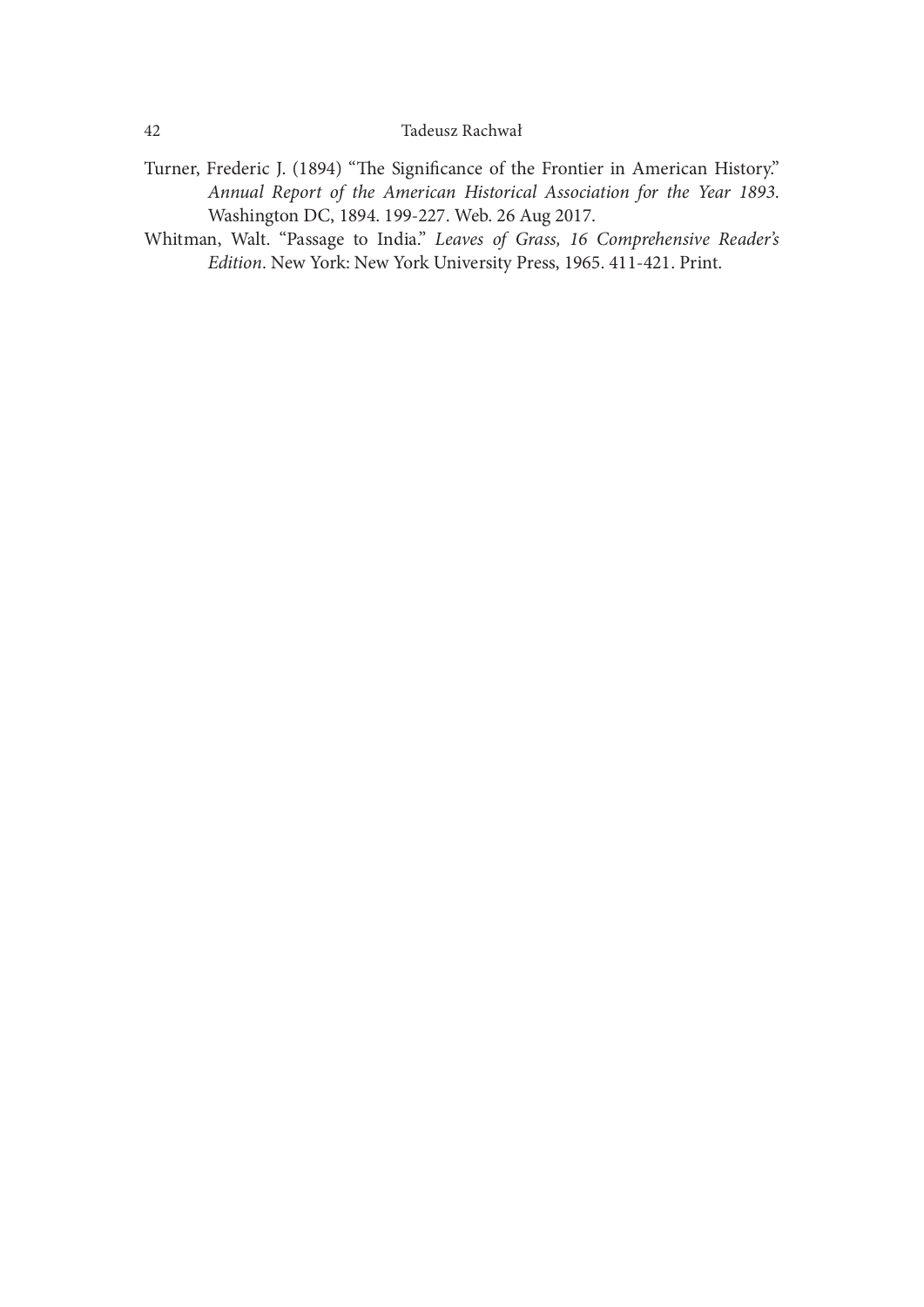Turner, Frederic J. (1894) "The Significance of the Frontier in American History." *Annual Report of the American Historical Association for the Year 1893*. Washington DC, 1894. 199-227. Web. 26 Aug 2017.

Whitman, Walt. "Passage to India." *Leaves of Grass, 16 Comprehensive Reader's Edition*. New York: New York University Press, 1965. 411-421. Print.